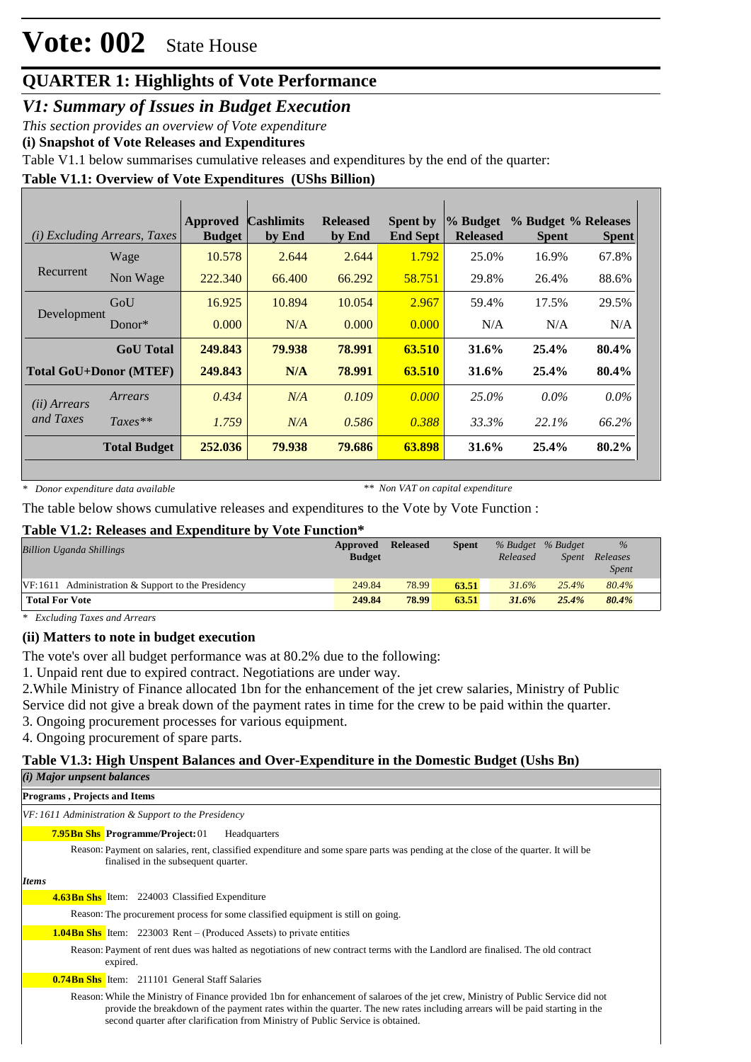# Vote: 002 State House

## QUARTER 1: Highlights of Vote Performance

### *V1: Summary of Issues in Budget Execution*

*This section provides an overview of Vote expenditure*

**(i) Snapshot of Vote Releases and Expenditures**

Table V1.1 below summarises cumulative releases and expenditures by the end of the quarter:

**Table V1.1: Overview of Vote Expenditures (UShs Billion)**

| *(i) Excluding Arrears, Taxes* | | Approved Budget | Cashlimits by End | Released by End | Spent by End Sept | % Budget Released | % Budget Spent | % Releases Spent |
|---|---|---|---|---|---|---|---|---|
| Recurrent | Wage | 10.578 | 2.644 | 2.644 | 1.792 | 25.0% | 16.9% | 67.8% |
| | Non Wage | 222.340 | 66.400 | 66.292 | 58.751 | 29.8% | 26.4% | 88.6% |
| Development | GoU | 16.925 | 10.894 | 10.054 | 2.967 | 59.4% | 17.5% | 29.5% |
| | Donor* | 0.000 | N/A | 0.000 | 0.000 | N/A | N/A | N/A |
| | **GoU Total** | **249.843** | **79.938** | **78.991** | **63.510** | **31.6%** | **25.4%** | **80.4%** |
| **Total GoU+Donor (MTEF)** | | **249.843** | **N/A** | **78.991** | **63.510** | **31.6%** | **25.4%** | **80.4%** |
| *(ii) Arrears and Taxes* | *Arrears* | *0.434* | *N/A* | *0.109* | *0.000* | *25.0%* | *0.0%* | *0.0%* |
| | *Taxes*** | *1.759* | *N/A* | *0.586* | *0.388* | *33.3%* | *22.1%* | *66.2%* |
| | **Total Budget** | **252.036** | **79.938** | **79.686** | **63.898** | **31.6%** | **25.4%** | **80.2%** |

*\* Donor expenditure data available* *** Non VAT on capital expenditure*

The table below shows cumulative releases and expenditures to the Vote by Vote Function :

**Table V1.2: Releases and Expenditure by Vote Function***

| *Billion Uganda Shillings* | Approved Budget | Released | Spent | *% Budget Released* | *% Budget Spent* | *% Releases Spent* |
|---|---|---|---|---|---|---|
| VF:1611 Administration & Support to the Presidency | 249.84 | 78.99 | 63.51 | *31.6%* | *25.4%* | *80.4%* |
| **Total For Vote** | **249.84** | **78.99** | **63.51** | ***31.6%*** | ***25.4%*** | ***80.4%*** |

*\* Excluding Taxes and Arrears*

**(ii) Matters to note in budget execution**

The vote's over all budget performance was at 80.2% due to the following:

1. Unpaid rent due to expired contract. Negotiations are under way.
2. While Ministry of Finance allocated 1bn for the enhancement of the jet crew salaries, Ministry of Public Service did not give a break down of the payment rates in time for the crew to be paid within the quarter.
3. Ongoing procurement processes for various equipment.
4. Ongoing procurement of spare parts.

**Table V1.3: High Unspent Balances and Over-Expenditure in the Domestic Budget (Ushs Bn)**

***(i) Major unpsent balances***

**Programs , Projects and Items**

*VF:1611 Administration & Support to the Presidency*

**7.95Bn Shs** **Programme/Project:** 01 Headquarters

Reason: Payment on salaries, rent, classified expenditure and some spare parts was pending at the close of the quarter. It will be finalised in the subsequent quarter.

***Items***

**4.63Bn Shs** Item: 224003 Classified Expenditure

Reason: The procurement process for some classified equipment is still on going.

**1.04Bn Shs** Item: 223003 Rent – (Produced Assets) to private entities

Reason: Payment of rent dues was halted as negotiations of new contract terms with the Landlord are finalised. The old contract expired.

**0.74Bn Shs** Item: 211101 General Staff Salaries

Reason: While the Ministry of Finance provided 1bn for enhancement of salaroes of the jet crew, Ministry of Public Service did not provide the breakdown of the payment rates within the quarter. The new rates including arrears will be paid starting in the second quarter after clarification from Ministry of Public Service is obtained.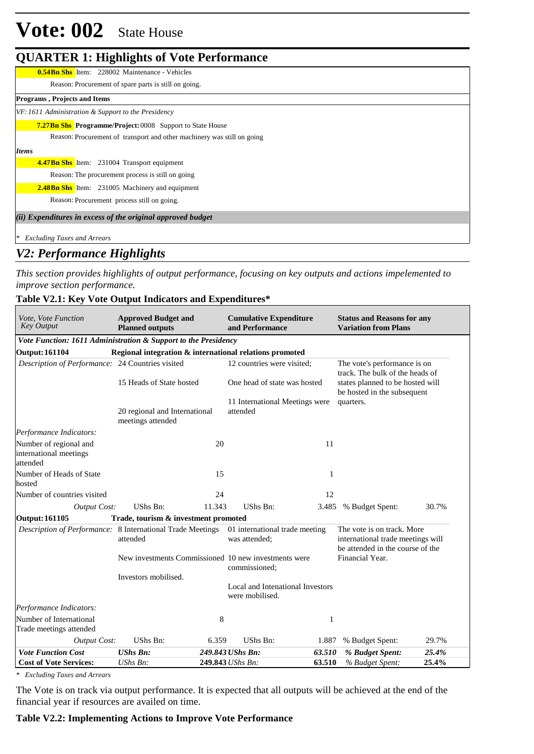# Vote: 002 State House

## QUARTER 1: Highlights of Vote Performance

**0.54Bn Shs** Item: 228002 Maintenance - Vehicles

Reason: Procurement of spare parts is still on going.

**Programs , Projects and Items**

*VF: 1611 Administration & Support to the Presidency*

**7.27Bn Shs** **Programme/Project:** 0008 Support to State House

Reason: Procurement of transport and other machinery was still on going

*Items*

**4.47Bn Shs** Item: 231004 Transport equipment

Reason: The procurement process is still on going

**2.48Bn Shs** Item: 231005 Machinery and equipment

Reason: Procurement process still on going.

***(ii) Expenditures in excess of the original approved budget***

*\* Excluding Taxes and Arrears*

## *V2: Performance Highlights*

*This section provides highlights of output performance, focusing on key outputs and actions impelemented to improve section performance.*

### Table V2.1: Key Vote Output Indicators and Expenditures*

| *Vote, Vote Function Key Output* | **Approved Budget and Planned outputs** | | **Cumulative Expenditure and Performance** | | **Status and Reasons for any Variation from Plans** | |
|---|---|---|---|---|---|---|
| ***Vote Function: 1611 Administration & Support to the Presidency*** | | | | | | |
| **Output: 161104** | **Regional integration & international relations promoted** | | | | | |
| *Description of Performance:* | 24 Countries visited<br><br>15 Heads of State hosted<br><br>20 regional and International meetings attended | | 12 countries were visited;<br><br>One head of state was hosted<br><br>11 International Meetings were attended | | The vote's performance is on track. The bulk of the heads of states planned to be hosted will be hosted in the subsequent quarters. | |
| *Performance Indicators:* | | | | | | |
| Number of regional and international meetings attended | | 20 | | 11 | | |
| Number of Heads of State hosted | | 15 | | 1 | | |
| Number of countries visited | | 24 | | 12 | | |
| *Output Cost:* | UShs Bn: | 11.343 | UShs Bn: | 3.485 | % Budget Spent: | 30.7% |
| **Output: 161105** | **Trade, tourism & investment promoted** | | | | | |
| *Description of Performance:* | 8 International Trade Meetings attended<br><br>New investments Commissioned<br><br>Investors mobilised. | | 01 international trade meeting was attended;<br><br>10 new investments were commissioned;<br><br>Local and Intenational Investors were mobilised. | | The vote is on track. More international trade meetings will be attended in the course of the Financial Year. | |
| *Performance Indicators:* | | | | | | |
| Number of International Trade meetings attended | | 8 | | 1 | | |
| *Output Cost:* | UShs Bn: | 6.359 | UShs Bn: | 1.887 | % Budget Spent: | 29.7% |
| ***Vote Function Cost*** | ***UShs Bn:*** | ***249.843*** | ***UShs Bn:*** | ***63.510*** | ***% Budget Spent:*** | ***25.4%*** |
| **Cost of Vote Services:** | *UShs Bn:* | **249.843** | *UShs Bn:* | **63.510** | *% Budget Spent:* | **25.4%** |

*\* Excluding Taxes and Arrears*

The Vote is on track via output performance. It is expected that all outputs will be achieved at the end of the financial year if resources are availed on time.

### Table V2.2: Implementing Actions to Improve Vote Performance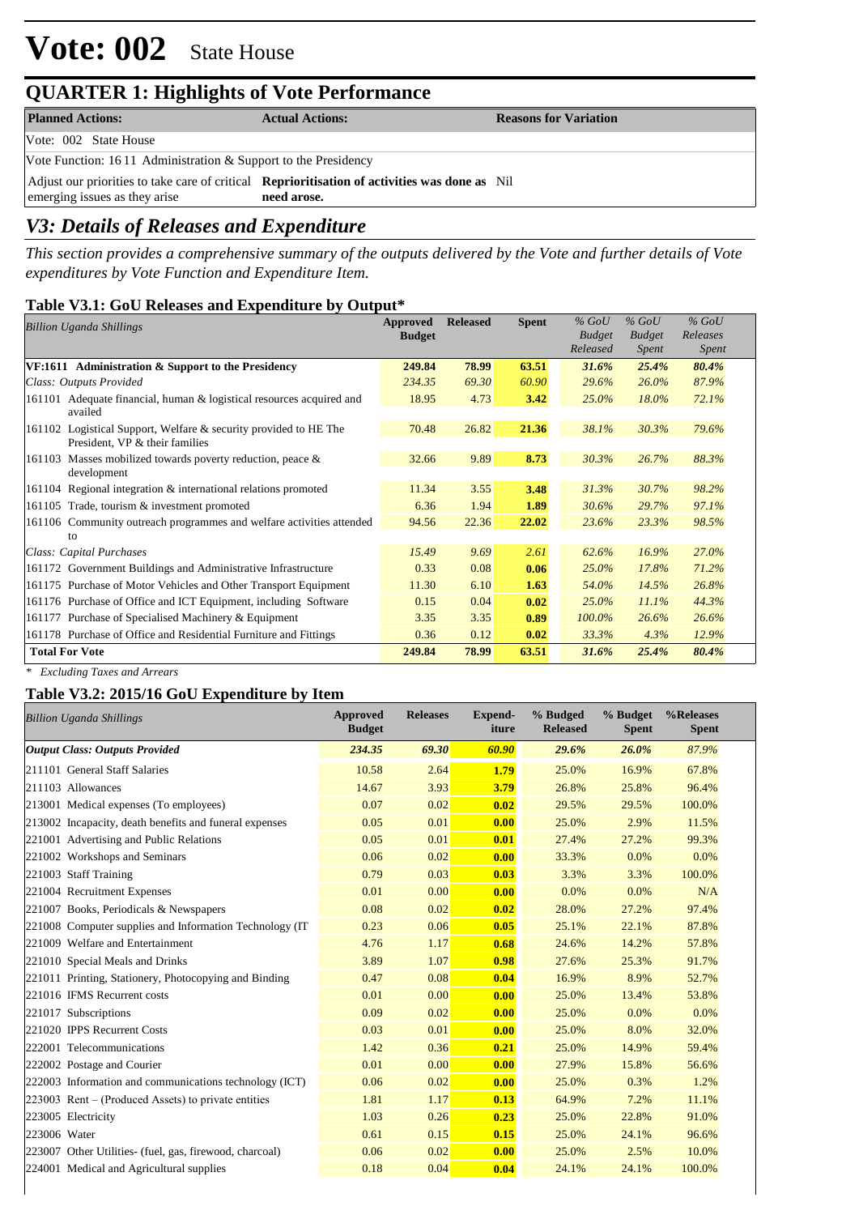# Vote: 002 State House

## QUARTER 1: Highlights of Vote Performance

| Planned Actions: | Actual Actions: | Reasons for Variation |
|---|---|---|
| Vote: 002 State House | | |
| Vote Function: 16 11 Administration & Support to the Presidency | | |
| Adjust our priorities to take care of critical emerging issues as they arise | **Reprioritisation of activities was done as need arose.** | Nil |

## *V3: Details of Releases and Expenditure*

*This section provides a comprehensive summary of the outputs delivered by the Vote and further details of Vote expenditures by Vote Function and Expenditure Item.*

### Table V3.1: GoU Releases and Expenditure by Output*

| *Billion Uganda Shillings* | Approved Budget | Released | Spent | *% GoU Budget Released* | *% GoU Budget Spent* | *% GoU Releases Spent* |
|---|---|---|---|---|---|---|
| **VF:1611 Administration & Support to the Presidency** | **249.84** | **78.99** | **63.51** | ***31.6%*** | ***25.4%*** | ***80.4%*** |
| *Class: Outputs Provided* | *234.35* | *69.30* | *60.90* | *29.6%* | *26.0%* | *87.9%* |
| 161101 Adequate financial, human & logistical resources acquired and availed | 18.95 | 4.73 | **3.42** | *25.0%* | *18.0%* | *72.1%* |
| 161102 Logistical Support, Welfare & security provided to HE The President, VP & their families | 70.48 | 26.82 | **21.36** | *38.1%* | *30.3%* | *79.6%* |
| 161103 Masses mobilized towards poverty reduction, peace & development | 32.66 | 9.89 | **8.73** | *30.3%* | *26.7%* | *88.3%* |
| 161104 Regional integration & international relations promoted | 11.34 | 3.55 | **3.48** | *31.3%* | *30.7%* | *98.2%* |
| 161105 Trade, tourism & investment promoted | 6.36 | 1.94 | **1.89** | *30.6%* | *29.7%* | *97.1%* |
| 161106 Community outreach programmes and welfare activities attended to | 94.56 | 22.36 | **22.02** | *23.6%* | *23.3%* | *98.5%* |
| *Class: Capital Purchases* | *15.49* | *9.69* | *2.61* | *62.6%* | *16.9%* | *27.0%* |
| 161172 Government Buildings and Administrative Infrastructure | 0.33 | 0.08 | **0.06** | *25.0%* | *17.8%* | *71.2%* |
| 161175 Purchase of Motor Vehicles and Other Transport Equipment | 11.30 | 6.10 | **1.63** | *54.0%* | *14.5%* | *26.8%* |
| 161176 Purchase of Office and ICT Equipment, including Software | 0.15 | 0.04 | **0.02** | *25.0%* | *11.1%* | *44.3%* |
| 161177 Purchase of Specialised Machinery & Equipment | 3.35 | 3.35 | **0.89** | *100.0%* | *26.6%* | *26.6%* |
| 161178 Purchase of Office and Residential Furniture and Fittings | 0.36 | 0.12 | **0.02** | *33.3%* | *4.3%* | *12.9%* |
| **Total For Vote** | **249.84** | **78.99** | **63.51** | ***31.6%*** | ***25.4%*** | ***80.4%*** |

\* *Excluding Taxes and Arrears*

### Table V3.2: 2015/16 GoU Expenditure by Item

| *Billion Uganda Shillings* | Approved Budget | Releases | Expend-iture | % Budged Released | % Budget Spent | %Releases Spent |
|---|---|---|---|---|---|---|
| ***Output Class: Outputs Provided*** | ***234.35*** | ***69.30*** | ***60.90*** | ***29.6%*** | ***26.0%*** | *87.9%* |
| 211101 General Staff Salaries | 10.58 | 2.64 | **1.79** | 25.0% | 16.9% | 67.8% |
| 211103 Allowances | 14.67 | 3.93 | **3.79** | 26.8% | 25.8% | 96.4% |
| 213001 Medical expenses (To employees) | 0.07 | 0.02 | **0.02** | 29.5% | 29.5% | 100.0% |
| 213002 Incapacity, death benefits and funeral expenses | 0.05 | 0.01 | **0.00** | 25.0% | 2.9% | 11.5% |
| 221001 Advertising and Public Relations | 0.05 | 0.01 | **0.01** | 27.4% | 27.2% | 99.3% |
| 221002 Workshops and Seminars | 0.06 | 0.02 | **0.00** | 33.3% | 0.0% | 0.0% |
| 221003 Staff Training | 0.79 | 0.03 | **0.03** | 3.3% | 3.3% | 100.0% |
| 221004 Recruitment Expenses | 0.01 | 0.00 | **0.00** | 0.0% | 0.0% | N/A |
| 221007 Books, Periodicals & Newspapers | 0.08 | 0.02 | **0.02** | 28.0% | 27.2% | 97.4% |
| 221008 Computer supplies and Information Technology (IT | 0.23 | 0.06 | **0.05** | 25.1% | 22.1% | 87.8% |
| 221009 Welfare and Entertainment | 4.76 | 1.17 | **0.68** | 24.6% | 14.2% | 57.8% |
| 221010 Special Meals and Drinks | 3.89 | 1.07 | **0.98** | 27.6% | 25.3% | 91.7% |
| 221011 Printing, Stationery, Photocopying and Binding | 0.47 | 0.08 | **0.04** | 16.9% | 8.9% | 52.7% |
| 221016 IFMS Recurrent costs | 0.01 | 0.00 | **0.00** | 25.0% | 13.4% | 53.8% |
| 221017 Subscriptions | 0.09 | 0.02 | **0.00** | 25.0% | 0.0% | 0.0% |
| 221020 IPPS Recurrent Costs | 0.03 | 0.01 | **0.00** | 25.0% | 8.0% | 32.0% |
| 222001 Telecommunications | 1.42 | 0.36 | **0.21** | 25.0% | 14.9% | 59.4% |
| 222002 Postage and Courier | 0.01 | 0.00 | **0.00** | 27.9% | 15.8% | 56.6% |
| 222003 Information and communications technology (ICT) | 0.06 | 0.02 | **0.00** | 25.0% | 0.3% | 1.2% |
| 223003 Rent – (Produced Assets) to private entities | 1.81 | 1.17 | **0.13** | 64.9% | 7.2% | 11.1% |
| 223005 Electricity | 1.03 | 0.26 | **0.23** | 25.0% | 22.8% | 91.0% |
| 223006 Water | 0.61 | 0.15 | **0.15** | 25.0% | 24.1% | 96.6% |
| 223007 Other Utilities- (fuel, gas, firewood, charcoal) | 0.06 | 0.02 | **0.00** | 25.0% | 2.5% | 10.0% |
| 224001 Medical and Agricultural supplies | 0.18 | 0.04 | **0.04** | 24.1% | 24.1% | 100.0% |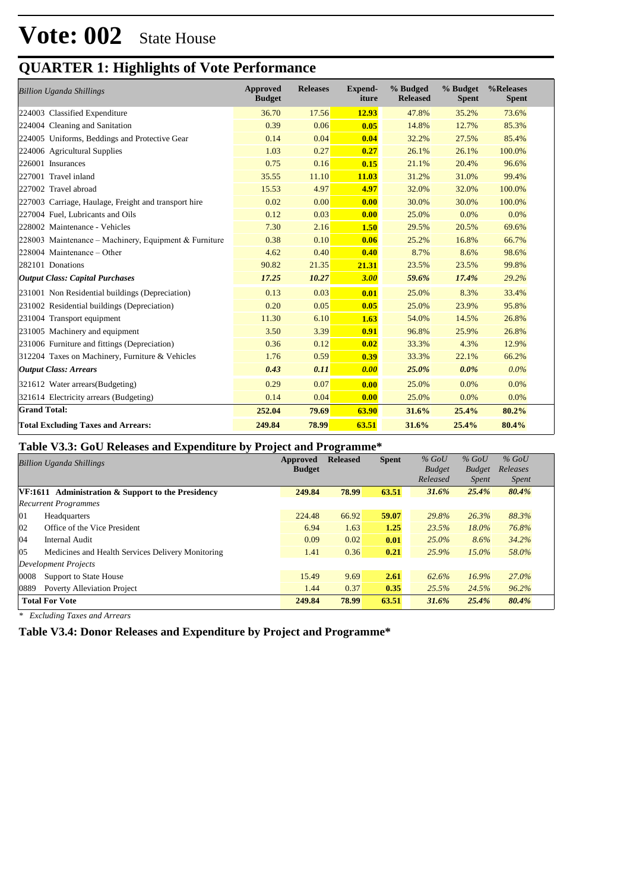# Vote: 002 State House

## QUARTER 1: Highlights of Vote Performance

| *Billion Uganda Shillings* | Approved Budget | Releases | Expend-iture | % Budget Released | % Budget Spent | %Releases Spent |
|---|---|---|---|---|---|---|
| 224003 Classified Expenditure | 36.70 | 17.56 | **12.93** | 47.8% | 35.2% | 73.6% |
| 224004 Cleaning and Sanitation | 0.39 | 0.06 | **0.05** | 14.8% | 12.7% | 85.3% |
| 224005 Uniforms, Beddings and Protective Gear | 0.14 | 0.04 | **0.04** | 32.2% | 27.5% | 85.4% |
| 224006 Agricultural Supplies | 1.03 | 0.27 | **0.27** | 26.1% | 26.1% | 100.0% |
| 226001 Insurances | 0.75 | 0.16 | **0.15** | 21.1% | 20.4% | 96.6% |
| 227001 Travel inland | 35.55 | 11.10 | **11.03** | 31.2% | 31.0% | 99.4% |
| 227002 Travel abroad | 15.53 | 4.97 | **4.97** | 32.0% | 32.0% | 100.0% |
| 227003 Carriage, Haulage, Freight and transport hire | 0.02 | 0.00 | **0.00** | 30.0% | 30.0% | 100.0% |
| 227004 Fuel, Lubricants and Oils | 0.12 | 0.03 | **0.00** | 25.0% | 0.0% | 0.0% |
| 228002 Maintenance - Vehicles | 7.30 | 2.16 | **1.50** | 29.5% | 20.5% | 69.6% |
| 228003 Maintenance – Machinery, Equipment & Furniture | 0.38 | 0.10 | **0.06** | 25.2% | 16.8% | 66.7% |
| 228004 Maintenance – Other | 4.62 | 0.40 | **0.40** | 8.7% | 8.6% | 98.6% |
| 282101 Donations | 90.82 | 21.35 | **21.31** | 23.5% | 23.5% | 99.8% |
| ***Output Class: Capital Purchases*** | ***17.25*** | ***10.27*** | ***3.00*** | ***59.6%*** | ***17.4%*** | *29.2%* |
| 231001 Non Residential buildings (Depreciation) | 0.13 | 0.03 | **0.01** | 25.0% | 8.3% | 33.4% |
| 231002 Residential buildings (Depreciation) | 0.20 | 0.05 | **0.05** | 25.0% | 23.9% | 95.8% |
| 231004 Transport equipment | 11.30 | 6.10 | **1.63** | 54.0% | 14.5% | 26.8% |
| 231005 Machinery and equipment | 3.50 | 3.39 | **0.91** | 96.8% | 25.9% | 26.8% |
| 231006 Furniture and fittings (Depreciation) | 0.36 | 0.12 | **0.02** | 33.3% | 4.3% | 12.9% |
| 312204 Taxes on Machinery, Furniture & Vehicles | 1.76 | 0.59 | **0.39** | 33.3% | 22.1% | 66.2% |
| ***Output Class: Arrears*** | ***0.43*** | ***0.11*** | ***0.00*** | ***25.0%*** | ***0.0%*** | *0.0%* |
| 321612 Water arrears(Budgeting) | 0.29 | 0.07 | **0.00** | 25.0% | 0.0% | 0.0% |
| 321614 Electricity arrears (Budgeting) | 0.14 | 0.04 | **0.00** | 25.0% | 0.0% | 0.0% |
| **Grand Total:** | **252.04** | **79.69** | **63.90** | **31.6%** | **25.4%** | **80.2%** |
| **Total Excluding Taxes and Arrears:** | **249.84** | **78.99** | **63.51** | **31.6%** | **25.4%** | **80.4%** |

### Table V3.3: GoU Releases and Expenditure by Project and Programme*

| *Billion Uganda Shillings* | | Approved Budget | Released | Spent | *% GoU Budget Released* | *% GoU Budget Spent* | *% GoU Releases Spent* |
|---|---|---|---|---|---|---|---|
| **VF:1611 Administration & Support to the Presidency** | | **249.84** | **78.99** | **63.51** | ***31.6%*** | ***25.4%*** | ***80.4%*** |
| *Recurrent Programmes* | | | | | | | |
| 01 | Headquarters | 224.48 | 66.92 | **59.07** | *29.8%* | *26.3%* | *88.3%* |
| 02 | Office of the Vice President | 6.94 | 1.63 | **1.25** | *23.5%* | *18.0%* | *76.8%* |
| 04 | Internal Audit | 0.09 | 0.02 | **0.01** | *25.0%* | *8.6%* | *34.2%* |
| 05 | Medicines and Health Services Delivery Monitoring | 1.41 | 0.36 | **0.21** | *25.9%* | *15.0%* | *58.0%* |
| *Development Projects* | | | | | | | |
| 0008 | Support to State House | 15.49 | 9.69 | **2.61** | *62.6%* | *16.9%* | *27.0%* |
| 0889 | Poverty Alleviation Project | 1.44 | 0.37 | **0.35** | *25.5%* | *24.5%* | *96.2%* |
| **Total For Vote** | | **249.84** | **78.99** | **63.51** | ***31.6%*** | ***25.4%*** | ***80.4%*** |

*\* Excluding Taxes and Arrears*

### Table V3.4: Donor Releases and Expenditure by Project and Programme*